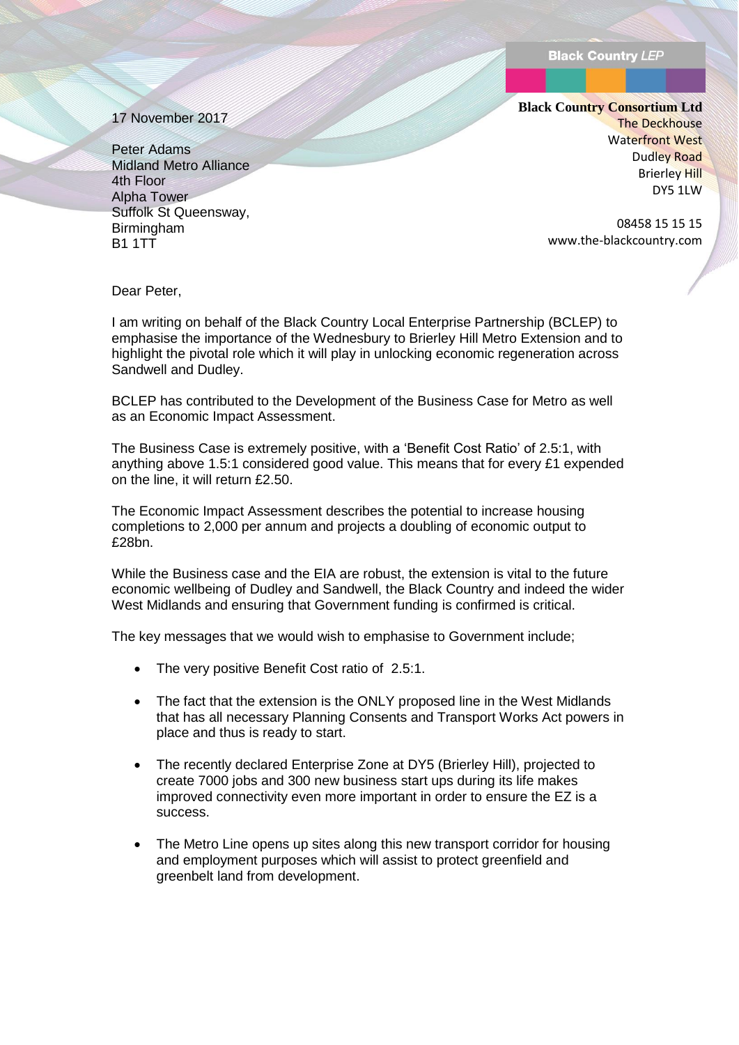Black Country *LEP*

**Black Country Consortium Ltd**
The Deckhouse
Waterfront West
Dudley Road
Brierley Hill
DY5 1LW

08458 15 15 15
www.the-blackcountry.com

17 November 2017

Peter Adams
Midland Metro Alliance
4th Floor
Alpha Tower
Suffolk St Queensway,
Birmingham
B1 1TT

Dear Peter,

I am writing on behalf of the Black Country Local Enterprise Partnership (BCLEP) to emphasise the importance of the Wednesbury to Brierley Hill Metro Extension and to highlight the pivotal role which it will play in unlocking economic regeneration across Sandwell and Dudley.

BCLEP has contributed to the Development of the Business Case for Metro as well as an Economic Impact Assessment.

The Business Case is extremely positive, with a 'Benefit Cost Ratio' of 2.5:1, with anything above 1.5:1 considered good value. This means that for every £1 expended on the line, it will return £2.50.

The Economic Impact Assessment describes the potential to increase housing completions to 2,000 per annum and projects a doubling of economic output to £28bn.

While the Business case and the EIA are robust, the extension is vital to the future economic wellbeing of Dudley and Sandwell, the Black Country and indeed the wider West Midlands and ensuring that Government funding is confirmed is critical.

The key messages that we would wish to emphasise to Government include;

- The very positive Benefit Cost ratio of 2.5:1.
- The fact that the extension is the ONLY proposed line in the West Midlands that has all necessary Planning Consents and Transport Works Act powers in place and thus is ready to start.
- The recently declared Enterprise Zone at DY5 (Brierley Hill), projected to create 7000 jobs and 300 new business start ups during its life makes improved connectivity even more important in order to ensure the EZ is a success.
- The Metro Line opens up sites along this new transport corridor for housing and employment purposes which will assist to protect greenfield and greenbelt land from development.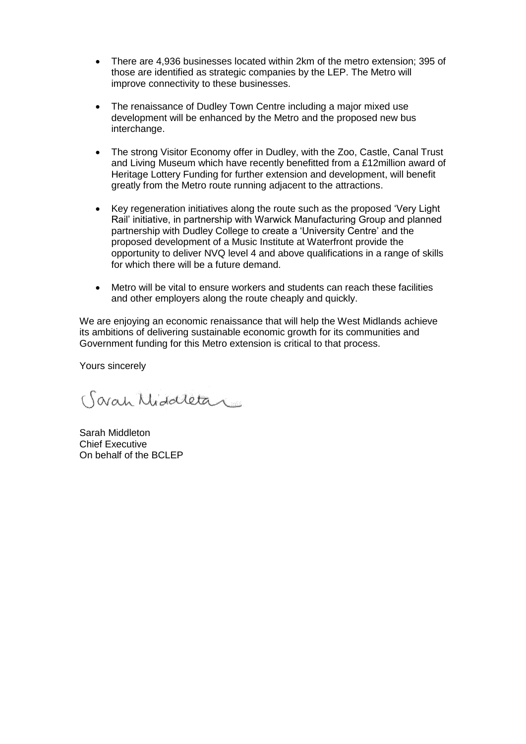- There are 4,936 businesses located within 2km of the metro extension; 395 of those are identified as strategic companies by the LEP. The Metro will improve connectivity to these businesses.

- The renaissance of Dudley Town Centre including a major mixed use development will be enhanced by the Metro and the proposed new bus interchange.

- The strong Visitor Economy offer in Dudley, with the Zoo, Castle, Canal Trust and Living Museum which have recently benefitted from a £12million award of Heritage Lottery Funding for further extension and development, will benefit greatly from the Metro route running adjacent to the attractions.

- Key regeneration initiatives along the route such as the proposed 'Very Light Rail' initiative, in partnership with Warwick Manufacturing Group and planned partnership with Dudley College to create a 'University Centre' and the proposed development of a Music Institute at Waterfront provide the opportunity to deliver NVQ level 4 and above qualifications in a range of skills for which there will be a future demand.

- Metro will be vital to ensure workers and students can reach these facilities and other employers along the route cheaply and quickly.

We are enjoying an economic renaissance that will help the West Midlands achieve its ambitions of delivering sustainable economic growth for its communities and Government funding for this Metro extension is critical to that process.

Yours sincerely

Sarah Middleton

Sarah Middleton
Chief Executive
On behalf of the BCLEP